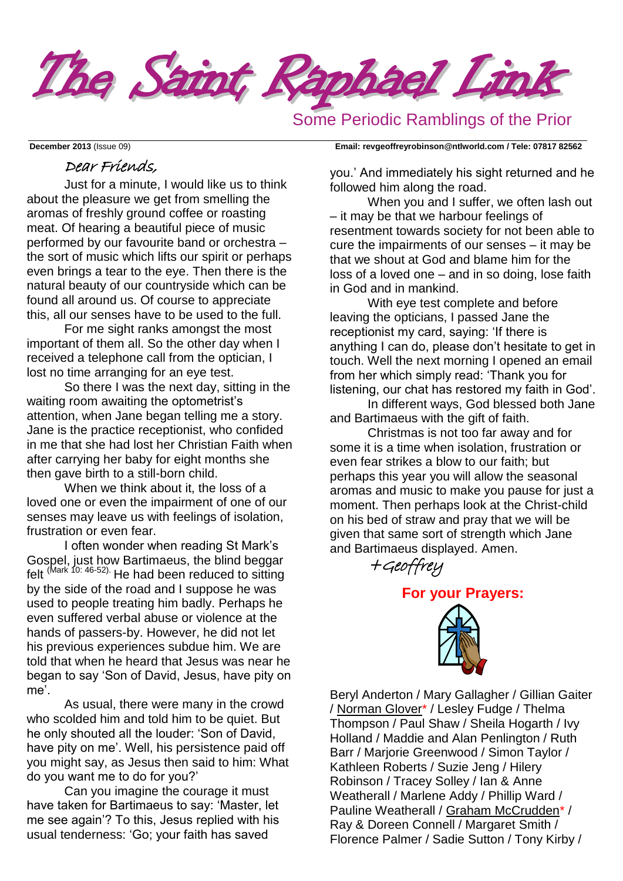# The Saint Raphael Link

## Some Periodic Ramblings of the Prior

**December 2013** (Issue 09) **Email: revgeoffreyrobinson@ntlworld.com / Tele: 07817 82562**

*Dear Friends,*

Just for a minute, I would like us to think about the pleasure we get from smelling the aromas of freshly ground coffee or roasting meat. Of hearing a beautiful piece of music performed by our favourite band or orchestra – the sort of music which lifts our spirit or perhaps even brings a tear to the eye. Then there is the natural beauty of our countryside which can be found all around us. Of course to appreciate this, all our senses have to be used to the full.

For me sight ranks amongst the most important of them all. So the other day when I received a telephone call from the optician, I lost no time arranging for an eye test.

So there I was the next day, sitting in the waiting room awaiting the optometrist's attention, when Jane began telling me a story. Jane is the practice receptionist, who confided in me that she had lost her Christian Faith when after carrying her baby for eight months she then gave birth to a still-born child.

When we think about it, the loss of a loved one or even the impairment of one of our senses may leave us with feelings of isolation, frustration or even fear.

I often wonder when reading St Mark's Gospel, just how Bartimaeus, the blind beggar felt (Mark 10: 46-52). He had been reduced to sitting by the side of the road and I suppose he was used to people treating him badly. Perhaps he even suffered verbal abuse or violence at the hands of passers-by. However, he did not let his previous experiences subdue him. We are told that when he heard that Jesus was near he began to say 'Son of David, Jesus, have pity on me'.

As usual, there were many in the crowd who scolded him and told him to be quiet. But he only shouted all the louder: 'Son of David, have pity on me'. Well, his persistence paid off you might say, as Jesus then said to him: What do you want me to do for you?'

Can you imagine the courage it must have taken for Bartimaeus to say: 'Master, let me see again'? To this, Jesus replied with his usual tenderness: 'Go; your faith has saved you.' And immediately his sight returned and he followed him along the road.

When you and I suffer, we often lash out – it may be that we harbour feelings of resentment towards society for not been able to cure the impairments of our senses – it may be that we shout at God and blame him for the loss of a loved one – and in so doing, lose faith in God and in mankind.

With eye test complete and before leaving the opticians, I passed Jane the receptionist my card, saying: 'If there is anything I can do, please don't hesitate to get in touch. Well the next morning I opened an email from her which simply read: 'Thank you for listening, our chat has restored my faith in God'.

In different ways, God blessed both Jane and Bartimaeus with the gift of faith.

Christmas is not too far away and for some it is a time when isolation, frustration or even fear strikes a blow to our faith; but perhaps this year you will allow the seasonal aromas and music to make you pause for just a moment. Then perhaps look at the Christ-child on his bed of straw and pray that we will be given that same sort of strength which Jane and Bartimaeus displayed. Amen.

*+Geoffrey*

## For your Prayers:

Beryl Anderton / Mary Gallagher / Gillian Gaiter / Norman Glover* / Lesley Fudge / Thelma Thompson / Paul Shaw / Sheila Hogarth / Ivy Holland / Maddie and Alan Penlington / Ruth Barr / Marjorie Greenwood / Simon Taylor / Kathleen Roberts / Suzie Jeng / Hilery Robinson / Tracey Solley / Ian & Anne Weatherall / Marlene Addy / Phillip Ward / Pauline Weatherall / Graham McCrudden* / Ray & Doreen Connell / Margaret Smith / Florence Palmer / Sadie Sutton / Tony Kirby /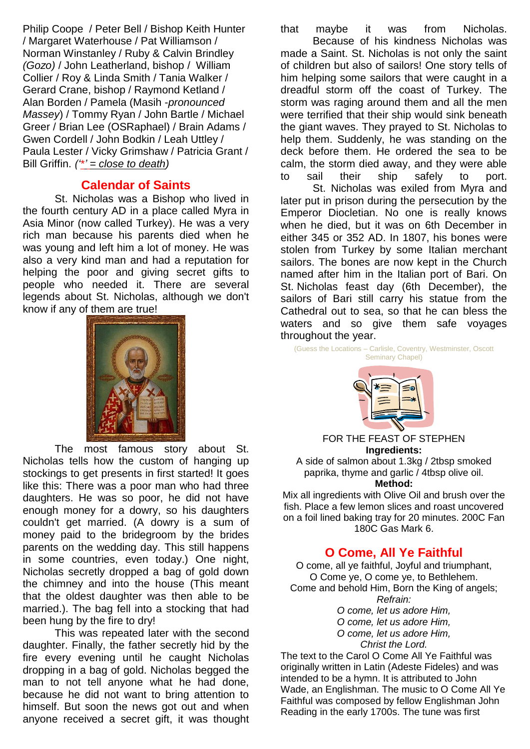Philip Coope / Peter Bell / Bishop Keith Hunter / Margaret Waterhouse / Pat Williamson / Norman Winstanley / Ruby & Calvin Brindley *(Gozo)* / John Leatherland, bishop / William Collier / Roy & Linda Smith / Tania Walker / Gerard Crane, bishop / Raymond Ketland / Alan Borden / Pamela (Masih -*pronounced Massey*) / Tommy Ryan / John Bartle / Michael Greer / Brian Lee (OSRaphael) / Brain Adams / Gwen Cordell / John Bodkin / Leah Uttley / Paula Lester / Vicky Grimshaw / Patricia Grant / Bill Griffin. *('*' = close to death)*

## Calendar of Saints

St. Nicholas was a Bishop who lived in the fourth century AD in a place called Myra in Asia Minor (now called Turkey). He was a very rich man because his parents died when he was young and left him a lot of money. He was also a very kind man and had a reputation for helping the poor and giving secret gifts to people who needed it. There are several legends about St. Nicholas, although we don't know if any of them are true!

The most famous story about St. Nicholas tells how the custom of hanging up stockings to get presents in first started! It goes like this: There was a poor man who had three daughters. He was so poor, he did not have enough money for a dowry, so his daughters couldn't get married. (A dowry is a sum of money paid to the bridegroom by the brides parents on the wedding day. This still happens in some countries, even today.) One night, Nicholas secretly dropped a bag of gold down the chimney and into the house (This meant that the oldest daughter was then able to be married.). The bag fell into a stocking that had been hung by the fire to dry!

This was repeated later with the second daughter. Finally, the father secretly hid by the fire every evening until he caught Nicholas dropping in a bag of gold. Nicholas begged the man to not tell anyone what he had done, because he did not want to bring attention to himself. But soon the news got out and when anyone received a secret gift, it was thought that maybe it was from Nicholas.

Because of his kindness Nicholas was made a Saint. St. Nicholas is not only the saint of children but also of sailors! One story tells of him helping some sailors that were caught in a dreadful storm off the coast of Turkey. The storm was raging around them and all the men were terrified that their ship would sink beneath the giant waves. They prayed to St. Nicholas to help them. Suddenly, he was standing on the deck before them. He ordered the sea to be calm, the storm died away, and they were able to sail their ship safely to port.

St. Nicholas was exiled from Myra and later put in prison during the persecution by the Emperor Diocletian. No one is really knows when he died, but it was on 6th December in either 345 or 352 AD. In 1807, his bones were stolen from Turkey by some Italian merchant sailors. The bones are now kept in the Church named after him in the Italian port of Bari. On St. Nicholas feast day (6th December), the sailors of Bari still carry his statue from the Cathedral out to sea, so that he can bless the waters and so give them safe voyages throughout the year.

(Guess the Locations – Carlisle, Coventry, Westminster, Oscott Seminary Chapel)

FOR THE FEAST OF STEPHEN

**Ingredients:**

A side of salmon about 1.3kg / 2tbsp smoked paprika, thyme and garlic / 4tbsp olive oil.

**Method:**

Mix all ingredients with Olive Oil and brush over the fish. Place a few lemon slices and roast uncovered on a foil lined baking tray for 20 minutes. 200C Fan 180C Gas Mark 6.

## O Come, All Ye Faithful

O come, all ye faithful, Joyful and triumphant,
O Come ye, O come ye, to Bethlehem.
Come and behold Him, Born the King of angels;
*Refrain:*
*O come, let us adore Him,*
*O come, let us adore Him,*
*O come, let us adore Him,*
*Christ the Lord.*

The text to the Carol O Come All Ye Faithful was originally written in Latin (Adeste Fideles) and was intended to be a hymn. It is attributed to John Wade, an Englishman. The music to O Come All Ye Faithful was composed by fellow Englishman John Reading in the early 1700s. The tune was first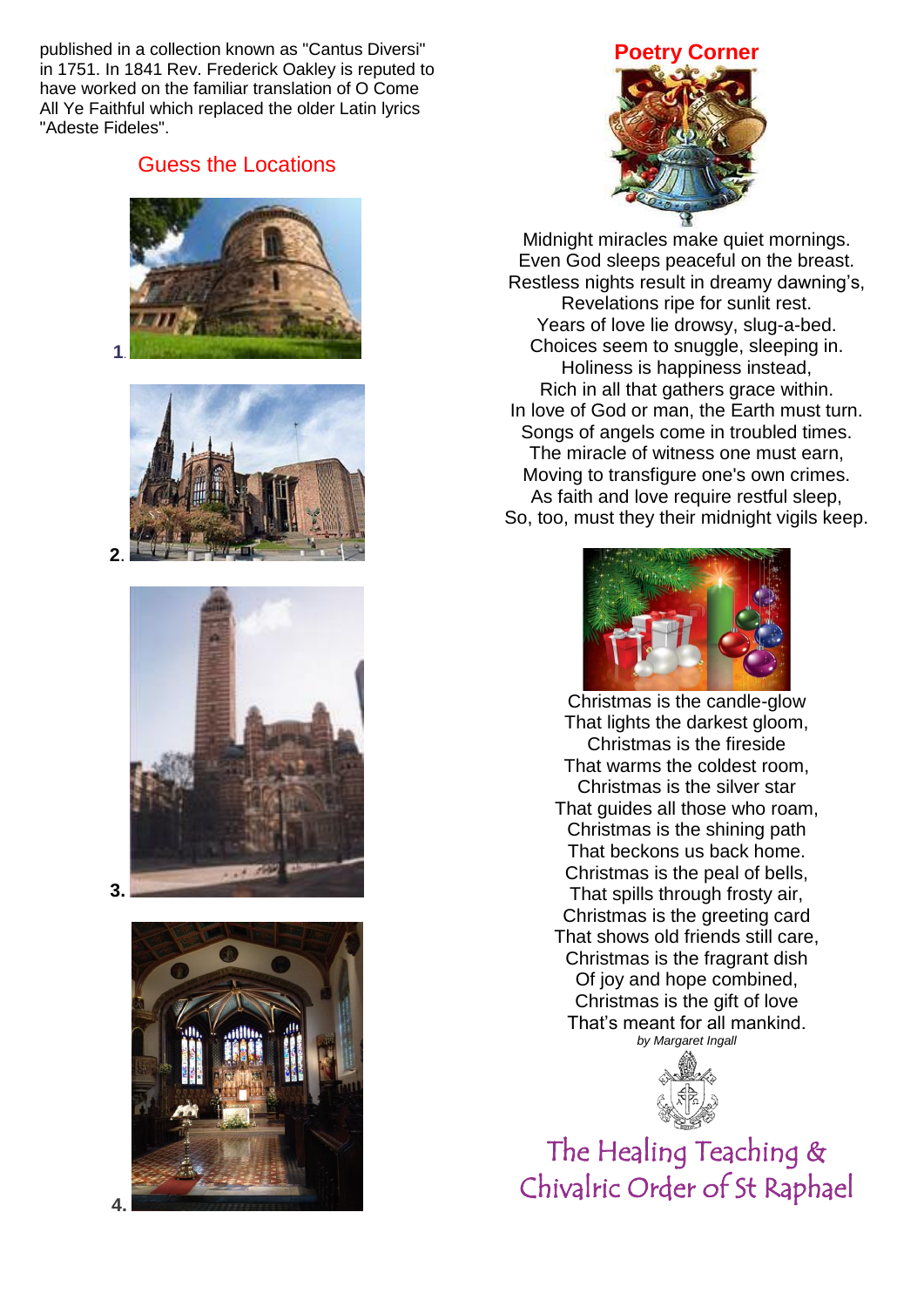published in a collection known as "Cantus Diversi" in 1751. In 1841 Rev. Frederick Oakley is reputed to have worked on the familiar translation of O Come All Ye Faithful which replaced the older Latin lyrics "Adeste Fideles".

## Guess the Locations

1.

2.

3.

4.

## Poetry Corner

Midnight miracles make quiet mornings.
Even God sleeps peaceful on the breast.
Restless nights result in dreamy dawning's,
Revelations ripe for sunlit rest.
Years of love lie drowsy, slug-a-bed.
Choices seem to snuggle, sleeping in.
Holiness is happiness instead,
Rich in all that gathers grace within.
In love of God or man, the Earth must turn.
Songs of angels come in troubled times.
The miracle of witness one must earn,
Moving to transfigure one's own crimes.
As faith and love require restful sleep,
So, too, must they their midnight vigils keep.

Christmas is the candle-glow
That lights the darkest gloom,
Christmas is the fireside
That warms the coldest room,
Christmas is the silver star
That guides all those who roam,
Christmas is the shining path
That beckons us back home.
Christmas is the peal of bells,
That spills through frosty air,
Christmas is the greeting card
That shows old friends still care,
Christmas is the fragrant dish
Of joy and hope combined,
Christmas is the gift of love
That's meant for all mankind.

*by Margaret Ingall*

The Healing Teaching & Chivalric Order of St Raphael